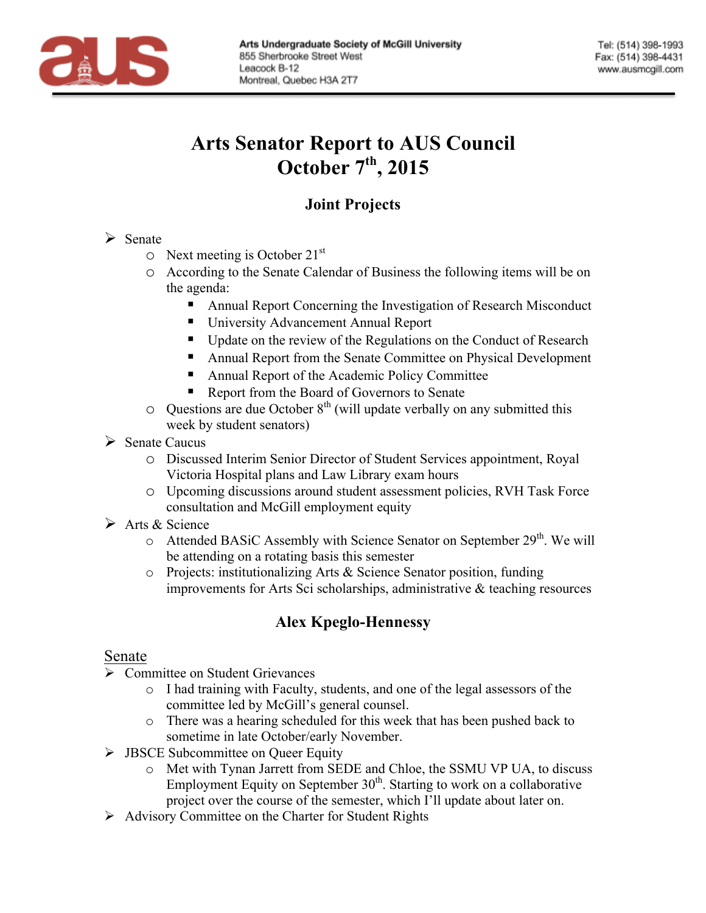Arts Undergraduate Society of McGill University
855 Sherbrooke Street West
Leacock B-12
Montreal, Quebec H3A 2T7

Tel: (514) 398-1993
Fax: (514) 398-4431
www.ausmcgill.com

# Arts Senator Report to AUS Council
# October 7th, 2015

## Joint Projects

- Senate
  - Next meeting is October 21st
  - According to the Senate Calendar of Business the following items will be on the agenda:
    - Annual Report Concerning the Investigation of Research Misconduct
    - University Advancement Annual Report
    - Update on the review of the Regulations on the Conduct of Research
    - Annual Report from the Senate Committee on Physical Development
    - Annual Report of the Academic Policy Committee
    - Report from the Board of Governors to Senate
  - Questions are due October 8th (will update verbally on any submitted this week by student senators)
- Senate Caucus
  - Discussed Interim Senior Director of Student Services appointment, Royal Victoria Hospital plans and Law Library exam hours
  - Upcoming discussions around student assessment policies, RVH Task Force consultation and McGill employment equity
- Arts & Science
  - Attended BASiC Assembly with Science Senator on September 29th. We will be attending on a rotating basis this semester
  - Projects: institutionalizing Arts & Science Senator position, funding improvements for Arts Sci scholarships, administrative & teaching resources

## Alex Kpeglo-Hennessy

Senate

- Committee on Student Grievances
  - I had training with Faculty, students, and one of the legal assessors of the committee led by McGill's general counsel.
  - There was a hearing scheduled for this week that has been pushed back to sometime in late October/early November.
- JBSCE Subcommittee on Queer Equity
  - Met with Tynan Jarrett from SEDE and Chloe, the SSMU VP UA, to discuss Employment Equity on September 30th. Starting to work on a collaborative project over the course of the semester, which I'll update about later on.
- Advisory Committee on the Charter for Student Rights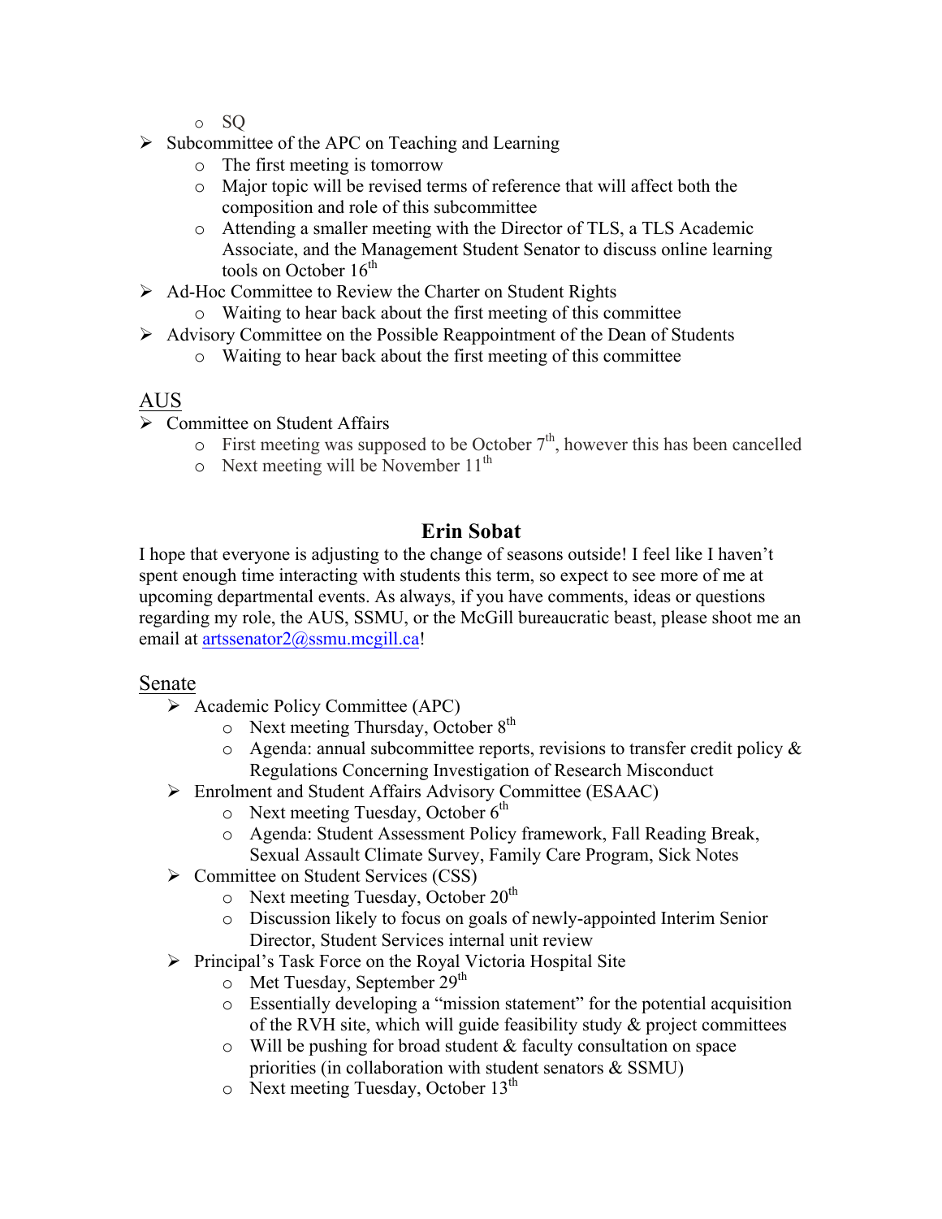- SQ
- Subcommittee of the APC on Teaching and Learning
  - The first meeting is tomorrow
  - Major topic will be revised terms of reference that will affect both the composition and role of this subcommittee
  - Attending a smaller meeting with the Director of TLS, a TLS Academic Associate, and the Management Student Senator to discuss online learning tools on October 16th
- Ad-Hoc Committee to Review the Charter on Student Rights
  - Waiting to hear back about the first meeting of this committee
- Advisory Committee on the Possible Reappointment of the Dean of Students
  - Waiting to hear back about the first meeting of this committee

## AUS

- Committee on Student Affairs
  - First meeting was supposed to be October 7th, however this has been cancelled
  - Next meeting will be November 11th

# Erin Sobat

I hope that everyone is adjusting to the change of seasons outside! I feel like I haven't spent enough time interacting with students this term, so expect to see more of me at upcoming departmental events. As always, if you have comments, ideas or questions regarding my role, the AUS, SSMU, or the McGill bureaucratic beast, please shoot me an email at artssenator2@ssmu.mcgill.ca!

## Senate

- Academic Policy Committee (APC)
  - Next meeting Thursday, October 8th
  - Agenda: annual subcommittee reports, revisions to transfer credit policy & Regulations Concerning Investigation of Research Misconduct
- Enrolment and Student Affairs Advisory Committee (ESAAC)
  - Next meeting Tuesday, October 6th
  - Agenda: Student Assessment Policy framework, Fall Reading Break, Sexual Assault Climate Survey, Family Care Program, Sick Notes
- Committee on Student Services (CSS)
  - Next meeting Tuesday, October 20th
  - Discussion likely to focus on goals of newly-appointed Interim Senior Director, Student Services internal unit review
- Principal's Task Force on the Royal Victoria Hospital Site
  - Met Tuesday, September 29th
  - Essentially developing a "mission statement" for the potential acquisition of the RVH site, which will guide feasibility study & project committees
  - Will be pushing for broad student & faculty consultation on space priorities (in collaboration with student senators & SSMU)
  - Next meeting Tuesday, October 13th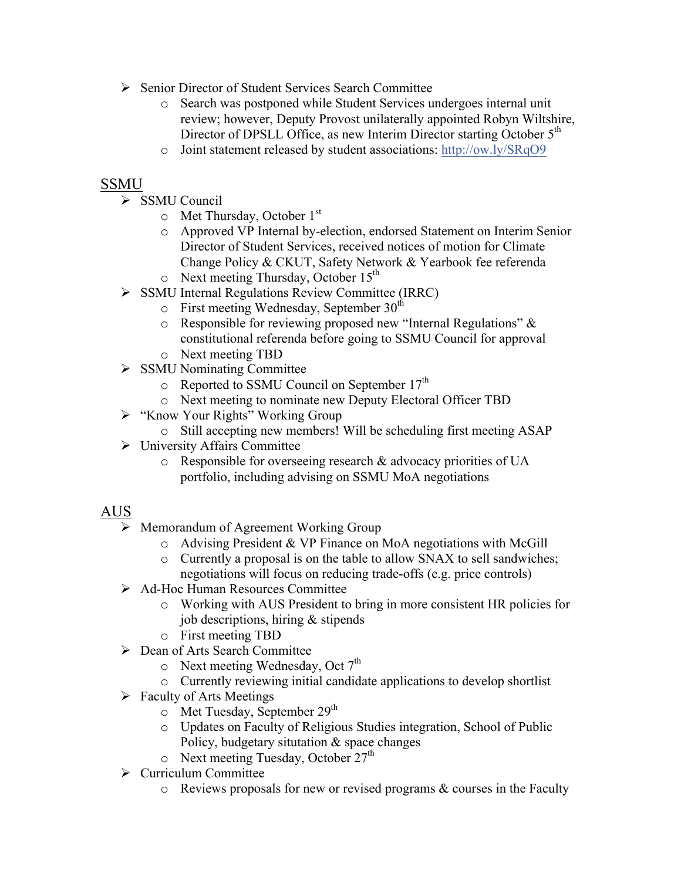- Senior Director of Student Services Search Committee
    - Search was postponed while Student Services undergoes internal unit review; however, Deputy Provost unilaterally appointed Robyn Wiltshire, Director of DPSLL Office, as new Interim Director starting October 5th
    - Joint statement released by student associations: http://ow.ly/SRqO9

## SSMU

- SSMU Council
    - Met Thursday, October 1st
    - Approved VP Internal by-election, endorsed Statement on Interim Senior Director of Student Services, received notices of motion for Climate Change Policy & CKUT, Safety Network & Yearbook fee referenda
    - Next meeting Thursday, October 15th
- SSMU Internal Regulations Review Committee (IRRC)
    - First meeting Wednesday, September 30th
    - Responsible for reviewing proposed new "Internal Regulations" & constitutional referenda before going to SSMU Council for approval
    - Next meeting TBD
- SSMU Nominating Committee
    - Reported to SSMU Council on September 17th
    - Next meeting to nominate new Deputy Electoral Officer TBD
- "Know Your Rights" Working Group
    - Still accepting new members! Will be scheduling first meeting ASAP
- University Affairs Committee
    - Responsible for overseeing research & advocacy priorities of UA portfolio, including advising on SSMU MoA negotiations

## AUS

- Memorandum of Agreement Working Group
    - Advising President & VP Finance on MoA negotiations with McGill
    - Currently a proposal is on the table to allow SNAX to sell sandwiches; negotiations will focus on reducing trade-offs (e.g. price controls)
- Ad-Hoc Human Resources Committee
    - Working with AUS President to bring in more consistent HR policies for job descriptions, hiring & stipends
    - First meeting TBD
- Dean of Arts Search Committee
    - Next meeting Wednesday, Oct 7th
    - Currently reviewing initial candidate applications to develop shortlist
- Faculty of Arts Meetings
    - Met Tuesday, September 29th
    - Updates on Faculty of Religious Studies integration, School of Public Policy, budgetary situtation & space changes
    - Next meeting Tuesday, October 27th
- Curriculum Committee
    - Reviews proposals for new or revised programs & courses in the Faculty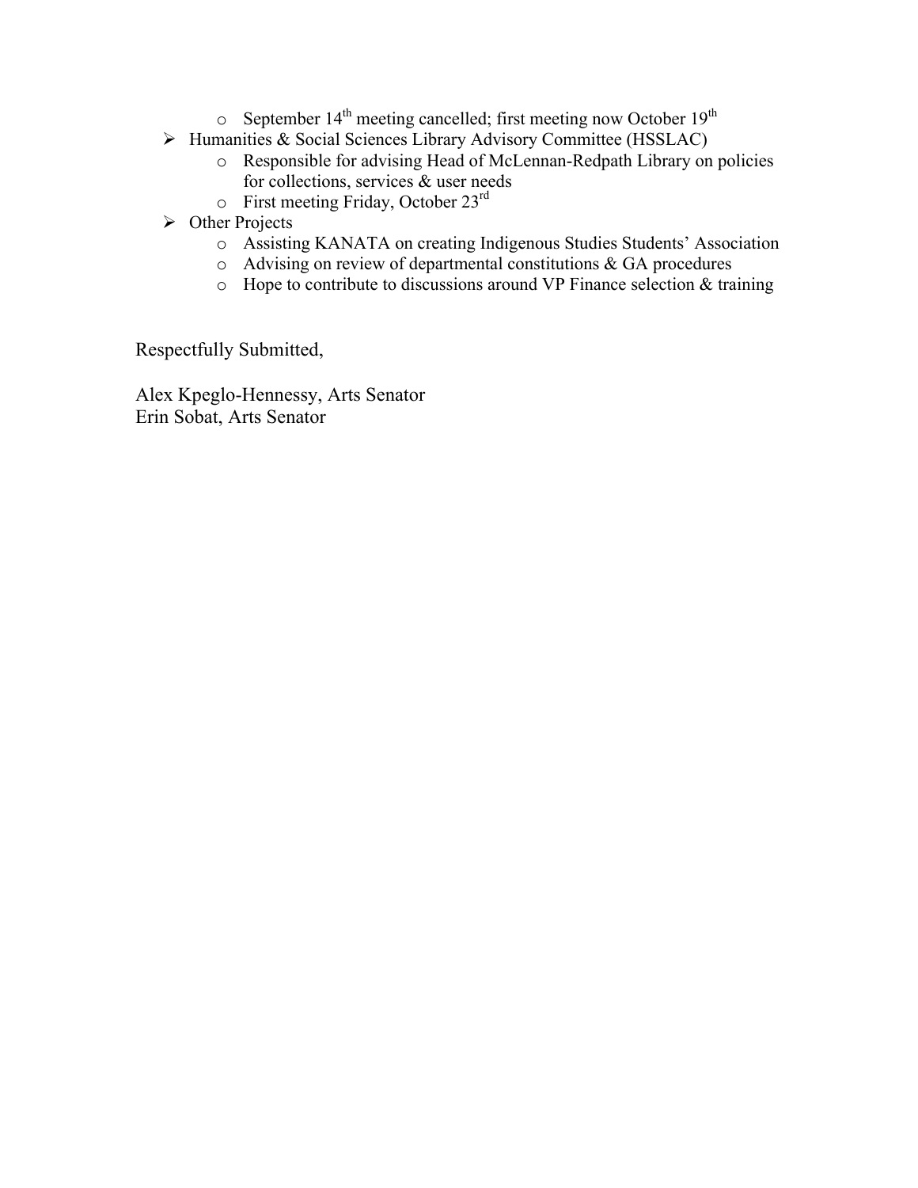- September 14th meeting cancelled; first meeting now October 19th
- Humanities & Social Sciences Library Advisory Committee (HSSLAC)
  - Responsible for advising Head of McLennan-Redpath Library on policies for collections, services & user needs
  - First meeting Friday, October 23rd
- Other Projects
  - Assisting KANATA on creating Indigenous Studies Students' Association
  - Advising on review of departmental constitutions & GA procedures
  - Hope to contribute to discussions around VP Finance selection & training

Respectfully Submitted,

Alex Kpeglo-Hennessy, Arts Senator
Erin Sobat, Arts Senator